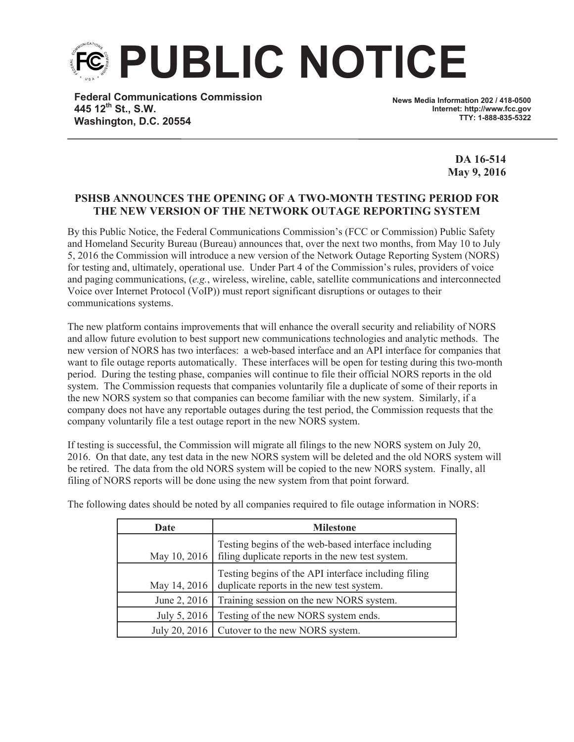# PUBLIC NOTICE

**Federal Communications Commission**
**445 12th St., S.W.**
**Washington, D.C. 20554**

**News Media Information 202 / 418-0500**
**Internet: http://www.fcc.gov**
**TTY: 1-888-835-5322**

**DA 16-514**
**May 9, 2016**

## PSHSB ANNOUNCES THE OPENING OF A TWO-MONTH TESTING PERIOD FOR THE NEW VERSION OF THE NETWORK OUTAGE REPORTING SYSTEM

By this Public Notice, the Federal Communications Commission's (FCC or Commission) Public Safety and Homeland Security Bureau (Bureau) announces that, over the next two months, from May 10 to July 5, 2016 the Commission will introduce a new version of the Network Outage Reporting System (NORS) for testing and, ultimately, operational use. Under Part 4 of the Commission's rules, providers of voice and paging communications, (*e.g.*, wireless, wireline, cable, satellite communications and interconnected Voice over Internet Protocol (VoIP)) must report significant disruptions or outages to their communications systems.

The new platform contains improvements that will enhance the overall security and reliability of NORS and allow future evolution to best support new communications technologies and analytic methods. The new version of NORS has two interfaces: a web-based interface and an API interface for companies that want to file outage reports automatically. These interfaces will be open for testing during this two-month period. During the testing phase, companies will continue to file their official NORS reports in the old system. The Commission requests that companies voluntarily file a duplicate of some of their reports in the new NORS system so that companies can become familiar with the new system. Similarly, if a company does not have any reportable outages during the test period, the Commission requests that the company voluntarily file a test outage report in the new NORS system.

If testing is successful, the Commission will migrate all filings to the new NORS system on July 20, 2016. On that date, any test data in the new NORS system will be deleted and the old NORS system will be retired. The data from the old NORS system will be copied to the new NORS system. Finally, all filing of NORS reports will be done using the new system from that point forward.

The following dates should be noted by all companies required to file outage information in NORS:

| Date | Milestone |
|---|---|
| May 10, 2016 | Testing begins of the web-based interface including filing duplicate reports in the new test system. |
| May 14, 2016 | Testing begins of the API interface including filing duplicate reports in the new test system. |
| June 2, 2016 | Training session on the new NORS system. |
| July 5, 2016 | Testing of the new NORS system ends. |
| July 20, 2016 | Cutover to the new NORS system. |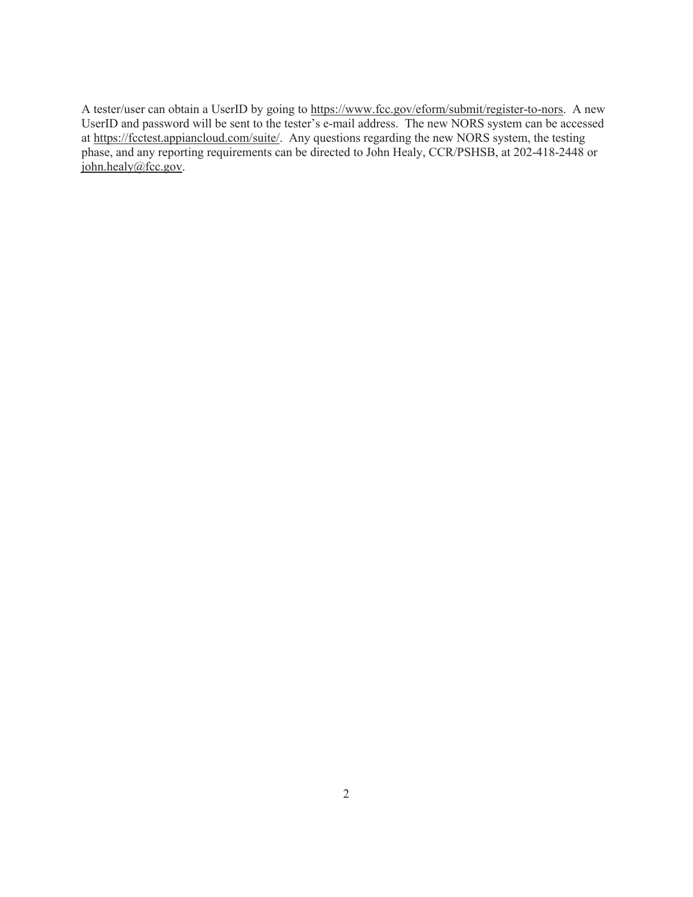A tester/user can obtain a UserID by going to https://www.fcc.gov/eform/submit/register-to-nors. A new UserID and password will be sent to the tester's e-mail address. The new NORS system can be accessed at https://fcctest.appiancloud.com/suite/. Any questions regarding the new NORS system, the testing phase, and any reporting requirements can be directed to John Healy, CCR/PSHSB, at 202-418-2448 or john.healy@fcc.gov.